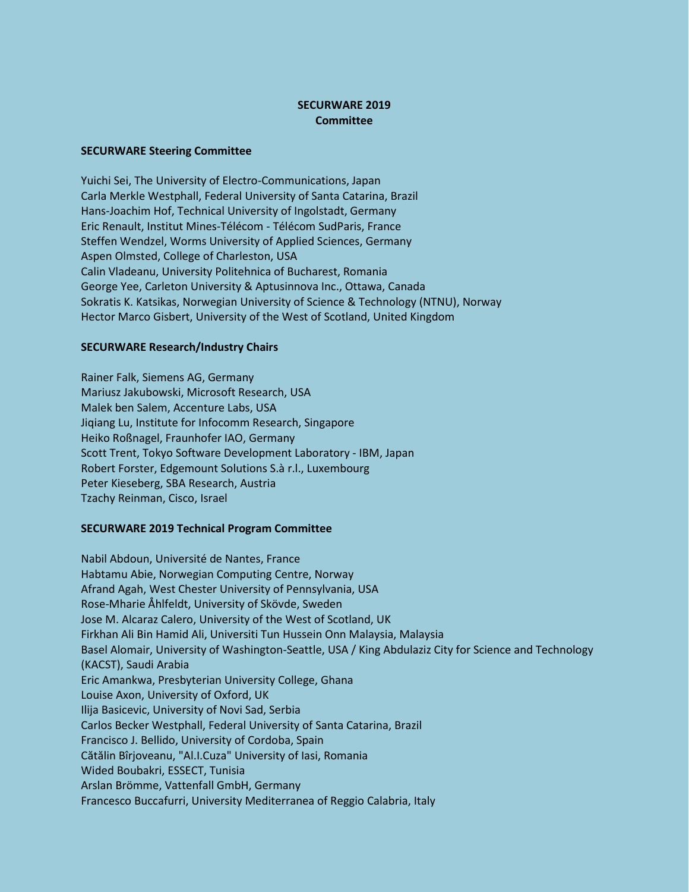**SECURWARE 2019**
**Committee**

### SECURWARE Steering Committee

Yuichi Sei, The University of Electro-Communications, Japan
Carla Merkle Westphall, Federal University of Santa Catarina, Brazil
Hans-Joachim Hof, Technical University of Ingolstadt, Germany
Eric Renault, Institut Mines-Télécom - Télécom SudParis, France
Steffen Wendzel, Worms University of Applied Sciences, Germany
Aspen Olmsted, College of Charleston, USA
Calin Vladeanu, University Politehnica of Bucharest, Romania
George Yee, Carleton University & Aptusinnova Inc., Ottawa, Canada
Sokratis K. Katsikas, Norwegian University of Science & Technology (NTNU), Norway
Hector Marco Gisbert, University of the West of Scotland, United Kingdom

### SECURWARE Research/Industry Chairs

Rainer Falk, Siemens AG, Germany
Mariusz Jakubowski, Microsoft Research, USA
Malek ben Salem, Accenture Labs, USA
Jiqiang Lu, Institute for Infocomm Research, Singapore
Heiko Roßnagel, Fraunhofer IAO, Germany
Scott Trent, Tokyo Software Development Laboratory - IBM, Japan
Robert Forster, Edgemount Solutions S.à r.l., Luxembourg
Peter Kieseberg, SBA Research, Austria
Tzachy Reinman, Cisco, Israel

### SECURWARE 2019 Technical Program Committee

Nabil Abdoun, Université de Nantes, France
Habtamu Abie, Norwegian Computing Centre, Norway
Afrand Agah, West Chester University of Pennsylvania, USA
Rose-Mharie Åhlfeldt, University of Skövde, Sweden
Jose M. Alcaraz Calero, University of the West of Scotland, UK
Firkhan Ali Bin Hamid Ali, Universiti Tun Hussein Onn Malaysia, Malaysia
Basel Alomair, University of Washington-Seattle, USA / King Abdulaziz City for Science and Technology (KACST), Saudi Arabia
Eric Amankwa, Presbyterian University College, Ghana
Louise Axon, University of Oxford, UK
Ilija Basicevic, University of Novi Sad, Serbia
Carlos Becker Westphall, Federal University of Santa Catarina, Brazil
Francisco J. Bellido, University of Cordoba, Spain
Cătălin Bîrjoveanu, "Al.I.Cuza" University of Iasi, Romania
Wided Boubakri, ESSECT, Tunisia
Arslan Brömme, Vattenfall GmbH, Germany
Francesco Buccafurri, University Mediterranea of Reggio Calabria, Italy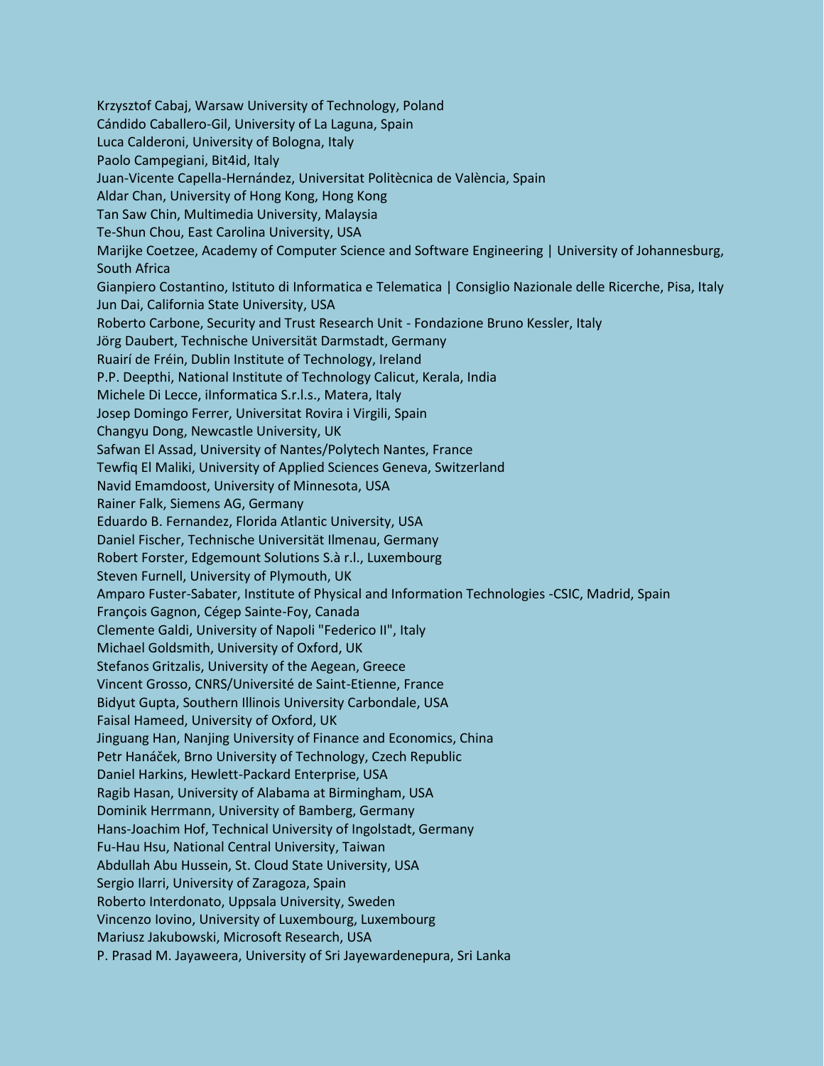Krzysztof Cabaj, Warsaw University of Technology, Poland
Cándido Caballero-Gil, University of La Laguna, Spain
Luca Calderoni, University of Bologna, Italy
Paolo Campegiani, Bit4id, Italy
Juan-Vicente Capella-Hernández, Universitat Politècnica de València, Spain
Aldar Chan, University of Hong Kong, Hong Kong
Tan Saw Chin, Multimedia University, Malaysia
Te-Shun Chou, East Carolina University, USA
Marijke Coetzee, Academy of Computer Science and Software Engineering | University of Johannesburg, South Africa
Gianpiero Costantino, Istituto di Informatica e Telematica | Consiglio Nazionale delle Ricerche, Pisa, Italy
Jun Dai, California State University, USA
Roberto Carbone, Security and Trust Research Unit - Fondazione Bruno Kessler, Italy
Jörg Daubert, Technische Universität Darmstadt, Germany
Ruairí de Fréin, Dublin Institute of Technology, Ireland
P.P. Deepthi, National Institute of Technology Calicut, Kerala, India
Michele Di Lecce, iInformatica S.r.l.s., Matera, Italy
Josep Domingo Ferrer, Universitat Rovira i Virgili, Spain
Changyu Dong, Newcastle University, UK
Safwan El Assad, University of Nantes/Polytech Nantes, France
Tewfiq El Maliki, University of Applied Sciences Geneva, Switzerland
Navid Emamdoost, University of Minnesota, USA
Rainer Falk, Siemens AG, Germany
Eduardo B. Fernandez, Florida Atlantic University, USA
Daniel Fischer, Technische Universität Ilmenau, Germany
Robert Forster, Edgemount Solutions S.à r.l., Luxembourg
Steven Furnell, University of Plymouth, UK
Amparo Fuster-Sabater, Institute of Physical and Information Technologies -CSIC, Madrid, Spain
François Gagnon, Cégep Sainte-Foy, Canada
Clemente Galdi, University of Napoli "Federico II", Italy
Michael Goldsmith, University of Oxford, UK
Stefanos Gritzalis, University of the Aegean, Greece
Vincent Grosso, CNRS/Université de Saint-Etienne, France
Bidyut Gupta, Southern Illinois University Carbondale, USA
Faisal Hameed, University of Oxford, UK
Jinguang Han, Nanjing University of Finance and Economics, China
Petr Hanáček, Brno University of Technology, Czech Republic
Daniel Harkins, Hewlett-Packard Enterprise, USA
Ragib Hasan, University of Alabama at Birmingham, USA
Dominik Herrmann, University of Bamberg, Germany
Hans-Joachim Hof, Technical University of Ingolstadt, Germany
Fu-Hau Hsu, National Central University, Taiwan
Abdullah Abu Hussein, St. Cloud State University, USA
Sergio Ilarri, University of Zaragoza, Spain
Roberto Interdonato, Uppsala University, Sweden
Vincenzo Iovino, University of Luxembourg, Luxembourg
Mariusz Jakubowski, Microsoft Research, USA
P. Prasad M. Jayaweera, University of Sri Jayewardenepura, Sri Lanka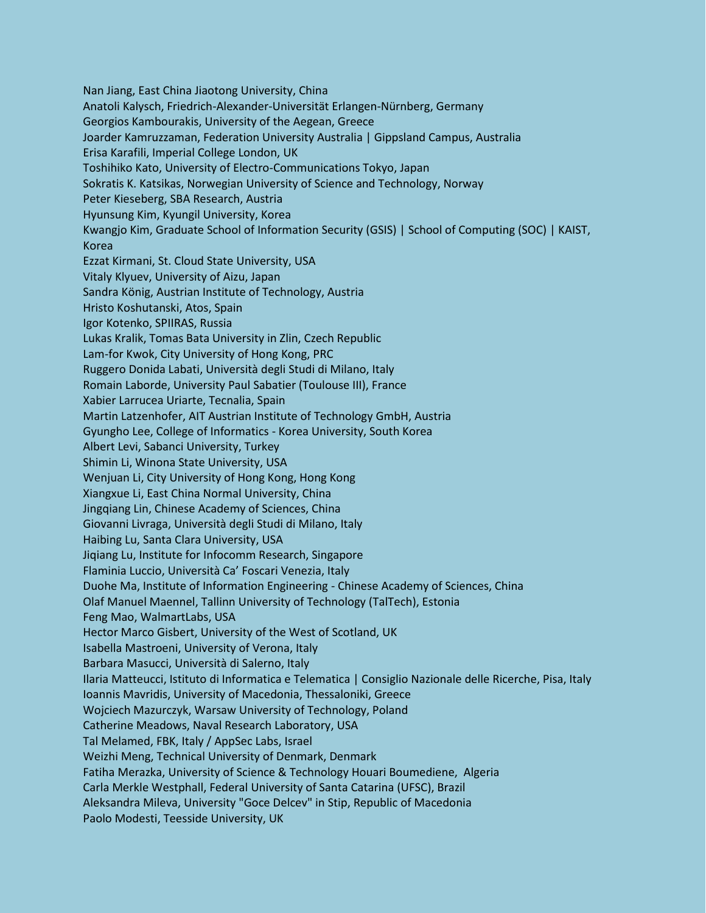Nan Jiang, East China Jiaotong University, China
Anatoli Kalysch, Friedrich-Alexander-Universität Erlangen-Nürnberg, Germany
Georgios Kambourakis, University of the Aegean, Greece
Joarder Kamruzzaman, Federation University Australia | Gippsland Campus, Australia
Erisa Karafili, Imperial College London, UK
Toshihiko Kato, University of Electro-Communications Tokyo, Japan
Sokratis K. Katsikas, Norwegian University of Science and Technology, Norway
Peter Kieseberg, SBA Research, Austria
Hyunsung Kim, Kyungil University, Korea
Kwangjo Kim, Graduate School of Information Security (GSIS) | School of Computing (SOC) | KAIST, Korea
Ezzat Kirmani, St. Cloud State University, USA
Vitaly Klyuev, University of Aizu, Japan
Sandra König, Austrian Institute of Technology, Austria
Hristo Koshutanski, Atos, Spain
Igor Kotenko, SPIIRAS, Russia
Lukas Kralik, Tomas Bata University in Zlin, Czech Republic
Lam-for Kwok, City University of Hong Kong, PRC
Ruggero Donida Labati, Università degli Studi di Milano, Italy
Romain Laborde, University Paul Sabatier (Toulouse III), France
Xabier Larrucea Uriarte, Tecnalia, Spain
Martin Latzenhofer, AIT Austrian Institute of Technology GmbH, Austria
Gyungho Lee, College of Informatics - Korea University, South Korea
Albert Levi, Sabanci University, Turkey
Shimin Li, Winona State University, USA
Wenjuan Li, City University of Hong Kong, Hong Kong
Xiangxue Li, East China Normal University, China
Jingqiang Lin, Chinese Academy of Sciences, China
Giovanni Livraga, Università degli Studi di Milano, Italy
Haibing Lu, Santa Clara University, USA
Jiqiang Lu, Institute for Infocomm Research, Singapore
Flaminia Luccio, Università Ca' Foscari Venezia, Italy
Duohe Ma, Institute of Information Engineering - Chinese Academy of Sciences, China
Olaf Manuel Maennel, Tallinn University of Technology (TalTech), Estonia
Feng Mao, WalmartLabs, USA
Hector Marco Gisbert, University of the West of Scotland, UK
Isabella Mastroeni, University of Verona, Italy
Barbara Masucci, Università di Salerno, Italy
Ilaria Matteucci, Istituto di Informatica e Telematica | Consiglio Nazionale delle Ricerche, Pisa, Italy
Ioannis Mavridis, University of Macedonia, Thessaloniki, Greece
Wojciech Mazurczyk, Warsaw University of Technology, Poland
Catherine Meadows, Naval Research Laboratory, USA
Tal Melamed, FBK, Italy / AppSec Labs, Israel
Weizhi Meng, Technical University of Denmark, Denmark
Fatiha Merazka, University of Science & Technology Houari Boumediene, Algeria
Carla Merkle Westphall, Federal University of Santa Catarina (UFSC), Brazil
Aleksandra Mileva, University "Goce Delcev" in Stip, Republic of Macedonia
Paolo Modesti, Teesside University, UK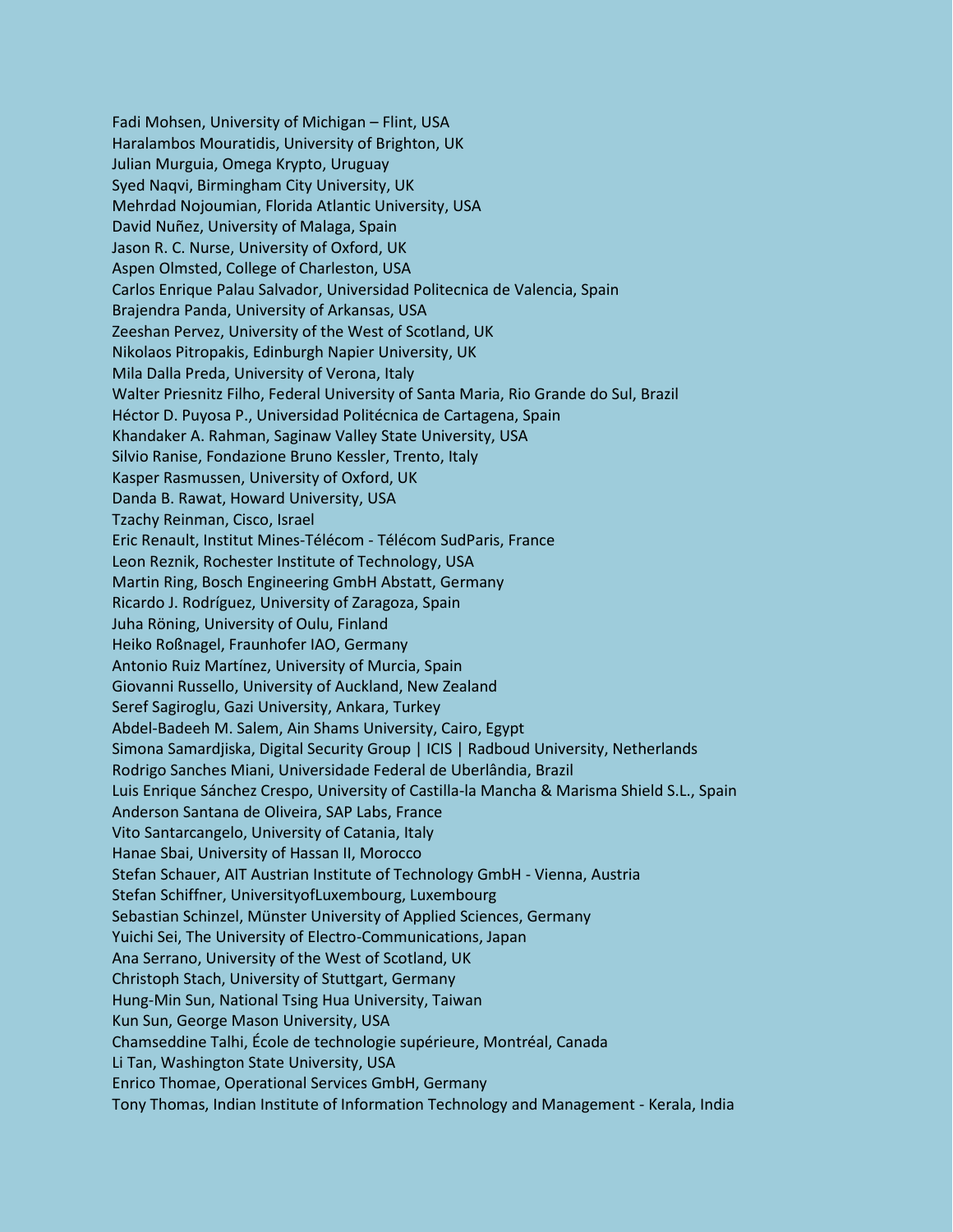Fadi Mohsen, University of Michigan – Flint, USA
Haralambos Mouratidis, University of Brighton, UK
Julian Murguia, Omega Krypto, Uruguay
Syed Naqvi, Birmingham City University, UK
Mehrdad Nojoumian, Florida Atlantic University, USA
David Nuñez, University of Malaga, Spain
Jason R. C. Nurse, University of Oxford, UK
Aspen Olmsted, College of Charleston, USA
Carlos Enrique Palau Salvador, Universidad Politecnica de Valencia, Spain
Brajendra Panda, University of Arkansas, USA
Zeeshan Pervez, University of the West of Scotland, UK
Nikolaos Pitropakis, Edinburgh Napier University, UK
Mila Dalla Preda, University of Verona, Italy
Walter Priesnitz Filho, Federal University of Santa Maria, Rio Grande do Sul, Brazil
Héctor D. Puyosa P., Universidad Politécnica de Cartagena, Spain
Khandaker A. Rahman, Saginaw Valley State University, USA
Silvio Ranise, Fondazione Bruno Kessler, Trento, Italy
Kasper Rasmussen, University of Oxford, UK
Danda B. Rawat, Howard University, USA
Tzachy Reinman, Cisco, Israel
Eric Renault, Institut Mines-Télécom - Télécom SudParis, France
Leon Reznik, Rochester Institute of Technology, USA
Martin Ring, Bosch Engineering GmbH Abstatt, Germany
Ricardo J. Rodríguez, University of Zaragoza, Spain
Juha Röning, University of Oulu, Finland
Heiko Roßnagel, Fraunhofer IAO, Germany
Antonio Ruiz Martínez, University of Murcia, Spain
Giovanni Russello, University of Auckland, New Zealand
Seref Sagiroglu, Gazi University, Ankara, Turkey
Abdel-Badeeh M. Salem, Ain Shams University, Cairo, Egypt
Simona Samardjiska, Digital Security Group | ICIS | Radboud University, Netherlands
Rodrigo Sanches Miani, Universidade Federal de Uberlândia, Brazil
Luis Enrique Sánchez Crespo, University of Castilla-la Mancha & Marisma Shield S.L., Spain
Anderson Santana de Oliveira, SAP Labs, France
Vito Santarcangelo, University of Catania, Italy
Hanae Sbai, University of Hassan II, Morocco
Stefan Schauer, AIT Austrian Institute of Technology GmbH - Vienna, Austria
Stefan Schiffner, UniversityofLuxembourg, Luxembourg
Sebastian Schinzel, Münster University of Applied Sciences, Germany
Yuichi Sei, The University of Electro-Communications, Japan
Ana Serrano, University of the West of Scotland, UK
Christoph Stach, University of Stuttgart, Germany
Hung-Min Sun, National Tsing Hua University, Taiwan
Kun Sun, George Mason University, USA
Chamseddine Talhi, École de technologie supérieure, Montréal, Canada
Li Tan, Washington State University, USA
Enrico Thomae, Operational Services GmbH, Germany
Tony Thomas, Indian Institute of Information Technology and Management - Kerala, India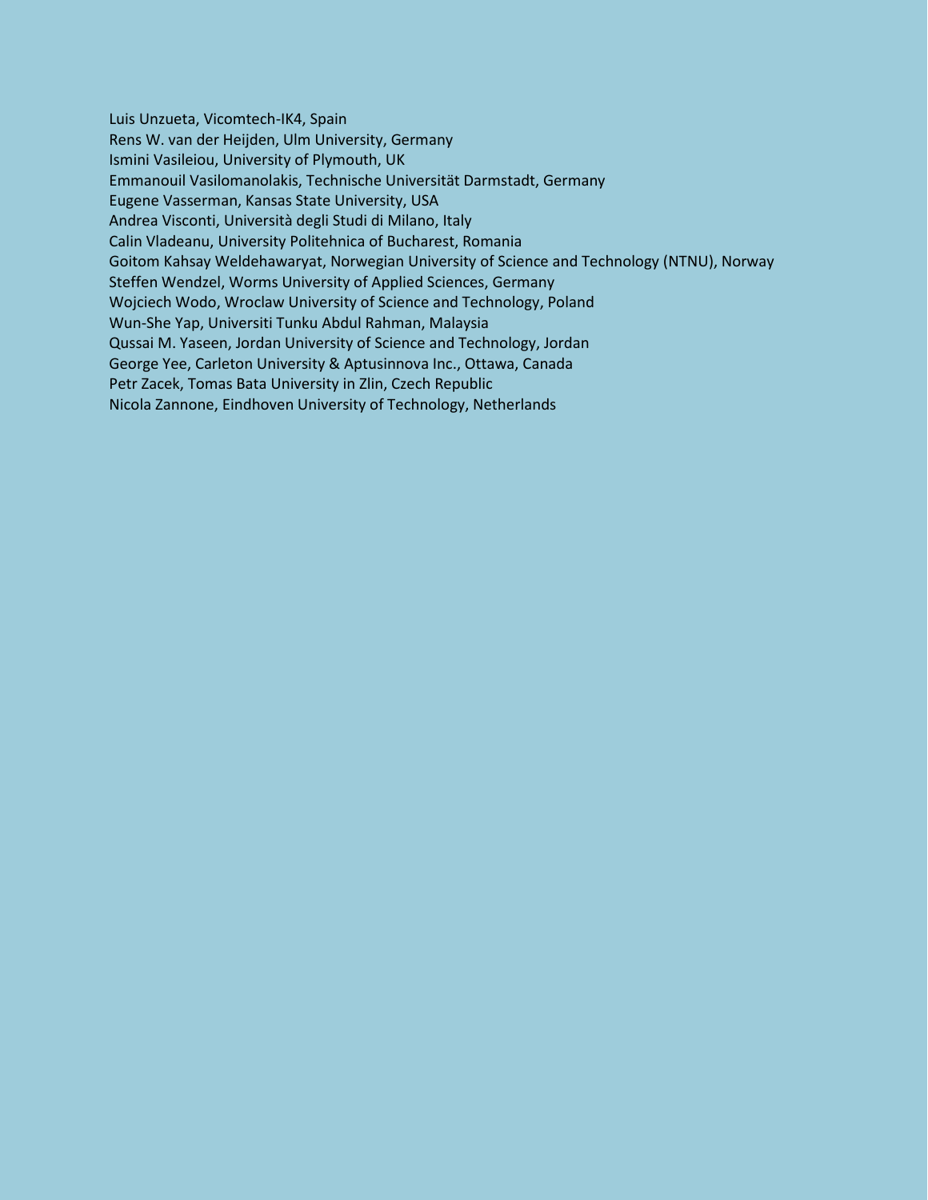Luis Unzueta, Vicomtech-IK4, Spain
Rens W. van der Heijden, Ulm University, Germany
Ismini Vasileiou, University of Plymouth, UK
Emmanouil Vasilomanolakis, Technische Universität Darmstadt, Germany
Eugene Vasserman, Kansas State University, USA
Andrea Visconti, Università degli Studi di Milano, Italy
Calin Vladeanu, University Politehnica of Bucharest, Romania
Goitom Kahsay Weldehawaryat, Norwegian University of Science and Technology (NTNU), Norway
Steffen Wendzel, Worms University of Applied Sciences, Germany
Wojciech Wodo, Wroclaw University of Science and Technology, Poland
Wun-She Yap, Universiti Tunku Abdul Rahman, Malaysia
Qussai M. Yaseen, Jordan University of Science and Technology, Jordan
George Yee, Carleton University & Aptusinnova Inc., Ottawa, Canada
Petr Zacek, Tomas Bata University in Zlin, Czech Republic
Nicola Zannone, Eindhoven University of Technology, Netherlands